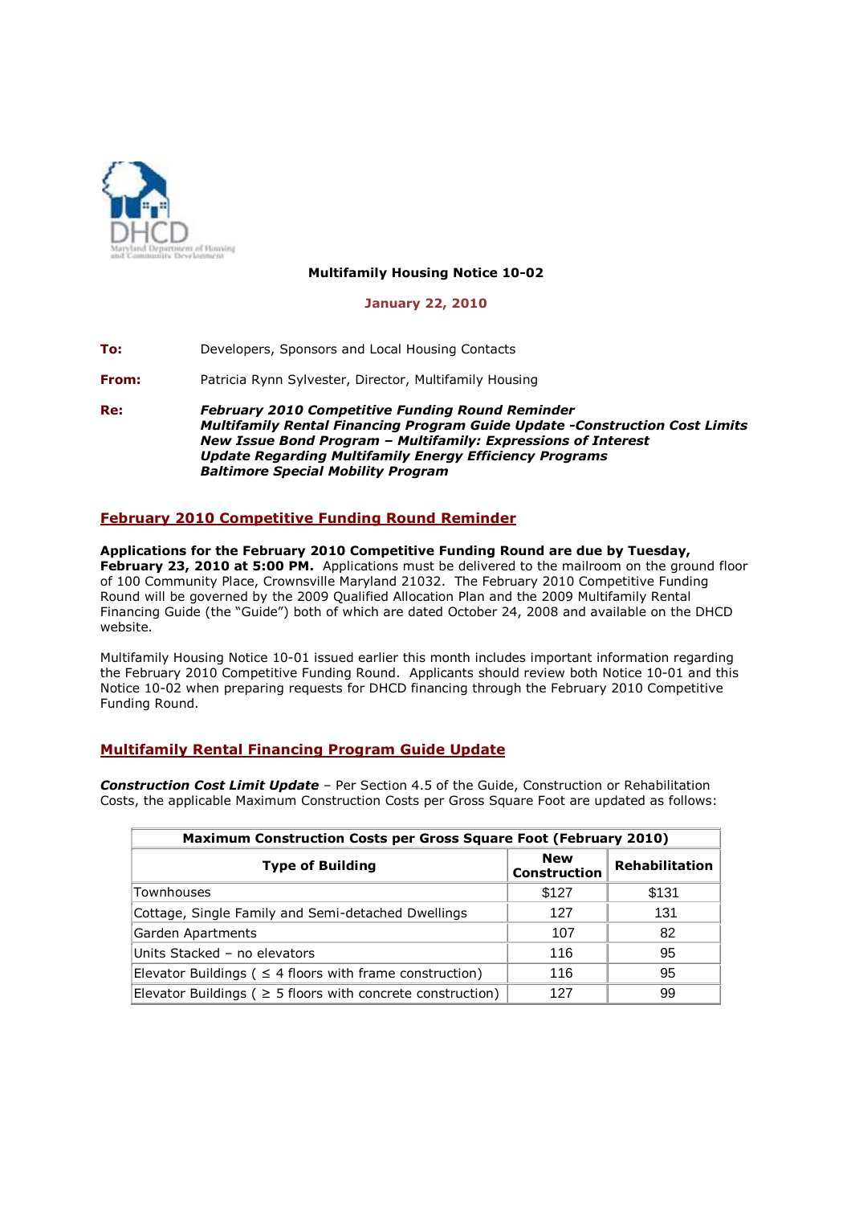**Multifamily Housing Notice 10-02**

**January 22, 2010**

**To:** Developers, Sponsors and Local Housing Contacts

**From:** Patricia Rynn Sylvester, Director, Multifamily Housing

**Re:** ***February 2010 Competitive Funding Round Reminder***
***Multifamily Rental Financing Program Guide Update -Construction Cost Limits***
***New Issue Bond Program – Multifamily: Expressions of Interest***
***Update Regarding Multifamily Energy Efficiency Programs***
***Baltimore Special Mobility Program***

## February 2010 Competitive Funding Round Reminder

**Applications for the February 2010 Competitive Funding Round are due by Tuesday, February 23, 2010 at 5:00 PM.** Applications must be delivered to the mailroom on the ground floor of 100 Community Place, Crownsville Maryland 21032. The February 2010 Competitive Funding Round will be governed by the 2009 Qualified Allocation Plan and the 2009 Multifamily Rental Financing Guide (the "Guide") both of which are dated October 24, 2008 and available on the DHCD website.

Multifamily Housing Notice 10-01 issued earlier this month includes important information regarding the February 2010 Competitive Funding Round. Applicants should review both Notice 10-01 and this Notice 10-02 when preparing requests for DHCD financing through the February 2010 Competitive Funding Round.

## Multifamily Rental Financing Program Guide Update

***Construction Cost Limit Update*** – Per Section 4.5 of the Guide, Construction or Rehabilitation Costs, the applicable Maximum Construction Costs per Gross Square Foot are updated as follows:

| Maximum Construction Costs per Gross Square Foot (February 2010) | | |
|---|---|---|
| **Type of Building** | **New Construction** | **Rehabilitation** |
| Townhouses | $127 | $131 |
| Cottage, Single Family and Semi-detached Dwellings | 127 | 131 |
| Garden Apartments | 107 | 82 |
| Units Stacked – no elevators | 116 | 95 |
| Elevator Buildings ( ≤ 4 floors with frame construction) | 116 | 95 |
| Elevator Buildings ( ≥ 5 floors with concrete construction) | 127 | 99 |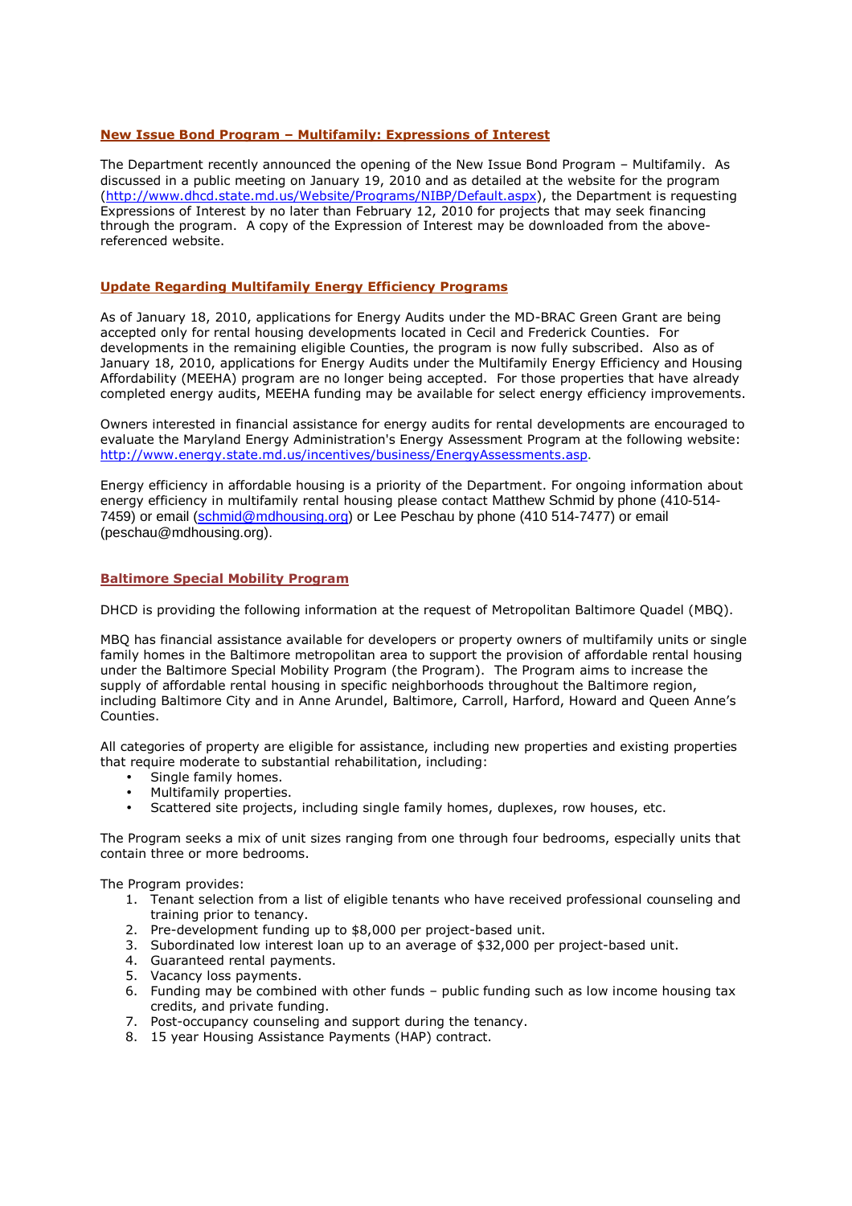## New Issue Bond Program – Multifamily: Expressions of Interest

The Department recently announced the opening of the New Issue Bond Program – Multifamily. As discussed in a public meeting on January 19, 2010 and as detailed at the website for the program (http://www.dhcd.state.md.us/Website/Programs/NIBP/Default.aspx), the Department is requesting Expressions of Interest by no later than February 12, 2010 for projects that may seek financing through the program. A copy of the Expression of Interest may be downloaded from the above-referenced website.

## Update Regarding Multifamily Energy Efficiency Programs

As of January 18, 2010, applications for Energy Audits under the MD-BRAC Green Grant are being accepted only for rental housing developments located in Cecil and Frederick Counties. For developments in the remaining eligible Counties, the program is now fully subscribed. Also as of January 18, 2010, applications for Energy Audits under the Multifamily Energy Efficiency and Housing Affordability (MEEHA) program are no longer being accepted. For those properties that have already completed energy audits, MEEHA funding may be available for select energy efficiency improvements.

Owners interested in financial assistance for energy audits for rental developments are encouraged to evaluate the Maryland Energy Administration's Energy Assessment Program at the following website: http://www.energy.state.md.us/incentives/business/EnergyAssessments.asp.

Energy efficiency in affordable housing is a priority of the Department. For ongoing information about energy efficiency in multifamily rental housing please contact Matthew Schmid by phone (410-514-7459) or email (schmid@mdhousing.org) or Lee Peschau by phone (410 514-7477) or email (peschau@mdhousing.org).

## Baltimore Special Mobility Program

DHCD is providing the following information at the request of Metropolitan Baltimore Quadel (MBQ).

MBQ has financial assistance available for developers or property owners of multifamily units or single family homes in the Baltimore metropolitan area to support the provision of affordable rental housing under the Baltimore Special Mobility Program (the Program). The Program aims to increase the supply of affordable rental housing in specific neighborhoods throughout the Baltimore region, including Baltimore City and in Anne Arundel, Baltimore, Carroll, Harford, Howard and Queen Anne's Counties.

All categories of property are eligible for assistance, including new properties and existing properties that require moderate to substantial rehabilitation, including:

- Single family homes.
- Multifamily properties.
- Scattered site projects, including single family homes, duplexes, row houses, etc.

The Program seeks a mix of unit sizes ranging from one through four bedrooms, especially units that contain three or more bedrooms.

The Program provides:

1. Tenant selection from a list of eligible tenants who have received professional counseling and training prior to tenancy.
2. Pre-development funding up to $8,000 per project-based unit.
3. Subordinated low interest loan up to an average of $32,000 per project-based unit.
4. Guaranteed rental payments.
5. Vacancy loss payments.
6. Funding may be combined with other funds – public funding such as low income housing tax credits, and private funding.
7. Post-occupancy counseling and support during the tenancy.
8. 15 year Housing Assistance Payments (HAP) contract.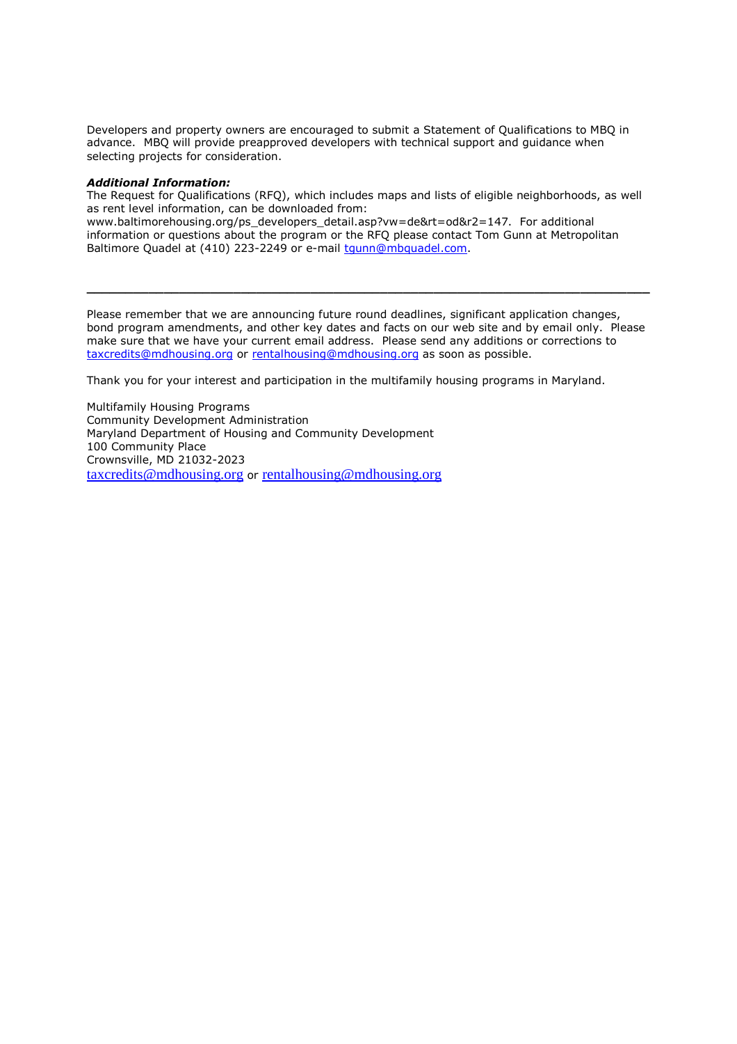Developers and property owners are encouraged to submit a Statement of Qualifications to MBQ in advance. MBQ will provide preapproved developers with technical support and guidance when selecting projects for consideration.

***Additional Information:***
The Request for Qualifications (RFQ), which includes maps and lists of eligible neighborhoods, as well as rent level information, can be downloaded from: www.baltimorehousing.org/ps_developers_detail.asp?vw=de&rt=od&r2=147. For additional information or questions about the program or the RFQ please contact Tom Gunn at Metropolitan Baltimore Quadel at (410) 223-2249 or e-mail tgunn@mbquadel.com.

---

Please remember that we are announcing future round deadlines, significant application changes, bond program amendments, and other key dates and facts on our web site and by email only. Please make sure that we have your current email address. Please send any additions or corrections to taxcredits@mdhousing.org or rentalhousing@mdhousing.org as soon as possible.

Thank you for your interest and participation in the multifamily housing programs in Maryland.

Multifamily Housing Programs
Community Development Administration
Maryland Department of Housing and Community Development
100 Community Place
Crownsville, MD 21032-2023
taxcredits@mdhousing.org or rentalhousing@mdhousing.org